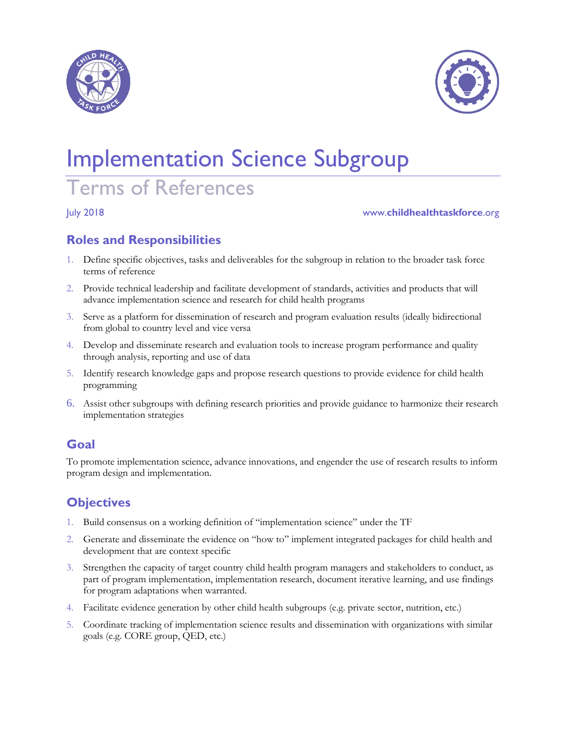# Implementation Science Subgroup

## Terms of References

July 2018 www.childhealthtaskforce.org

## Roles and Responsibilities

1. Define specific objectives, tasks and deliverables for the subgroup in relation to the broader task force terms of reference
2. Provide technical leadership and facilitate development of standards, activities and products that will advance implementation science and research for child health programs
3. Serve as a platform for dissemination of research and program evaluation results (ideally bidirectional from global to country level and vice versa
4. Develop and disseminate research and evaluation tools to increase program performance and quality through analysis, reporting and use of data
5. Identify research knowledge gaps and propose research questions to provide evidence for child health programming
6. Assist other subgroups with defining research priorities and provide guidance to harmonize their research implementation strategies

## Goal

To promote implementation science, advance innovations, and engender the use of research results to inform program design and implementation.

## Objectives

1. Build consensus on a working definition of "implementation science" under the TF
2. Generate and disseminate the evidence on "how to" implement integrated packages for child health and development that are context specific
3. Strengthen the capacity of target country child health program managers and stakeholders to conduct, as part of program implementation, implementation research, document iterative learning, and use findings for program adaptations when warranted.
4. Facilitate evidence generation by other child health subgroups (e.g. private sector, nutrition, etc.)
5. Coordinate tracking of implementation science results and dissemination with organizations with similar goals (e.g. CORE group, QED, etc.)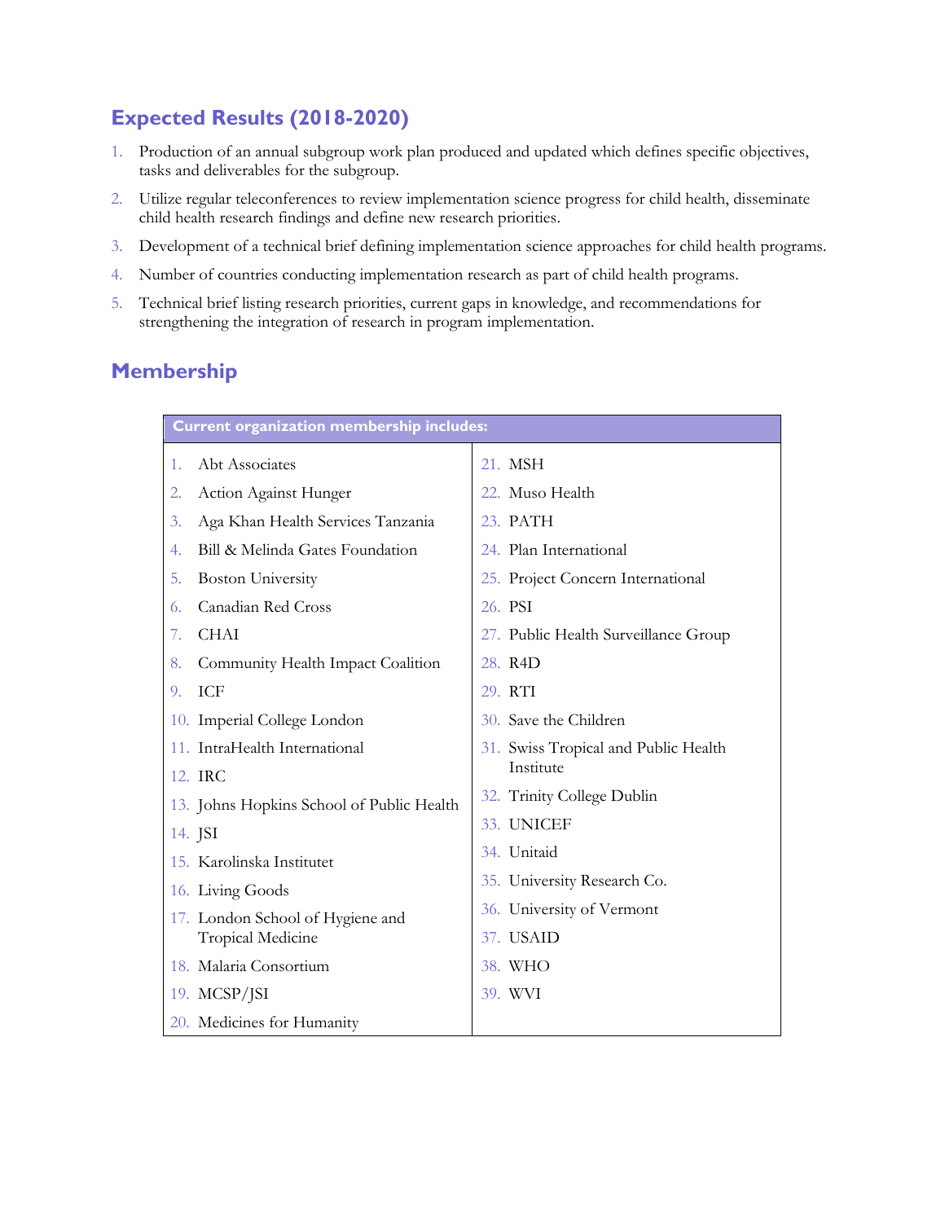## Expected Results (2018-2020)

1. Production of an annual subgroup work plan produced and updated which defines specific objectives, tasks and deliverables for the subgroup.
2. Utilize regular teleconferences to review implementation science progress for child health, disseminate child health research findings and define new research priorities.
3. Development of a technical brief defining implementation science approaches for child health programs.
4. Number of countries conducting implementation research as part of child health programs.
5. Technical brief listing research priorities, current gaps in knowledge, and recommendations for strengthening the integration of research in program implementation.

## Membership

| Current organization membership includes: | |
|---|---|
| 1. Abt Associates | 21. MSH |
| 2. Action Against Hunger | 22. Muso Health |
| 3. Aga Khan Health Services Tanzania | 23. PATH |
| 4. Bill & Melinda Gates Foundation | 24. Plan International |
| 5. Boston University | 25. Project Concern International |
| 6. Canadian Red Cross | 26. PSI |
| 7. CHAI | 27. Public Health Surveillance Group |
| 8. Community Health Impact Coalition | 28. R4D |
| 9. ICF | 29. RTI |
| 10. Imperial College London | 30. Save the Children |
| 11. IntraHealth International | 31. Swiss Tropical and Public Health Institute |
| 12. IRC | 32. Trinity College Dublin |
| 13. Johns Hopkins School of Public Health | 33. UNICEF |
| 14. JSI | 34. Unitaid |
| 15. Karolinska Institutet | 35. University Research Co. |
| 16. Living Goods | 36. University of Vermont |
| 17. London School of Hygiene and Tropical Medicine | 37. USAID |
| 18. Malaria Consortium | 38. WHO |
| 19. MCSP/JSI | 39. WVI |
| 20. Medicines for Humanity | |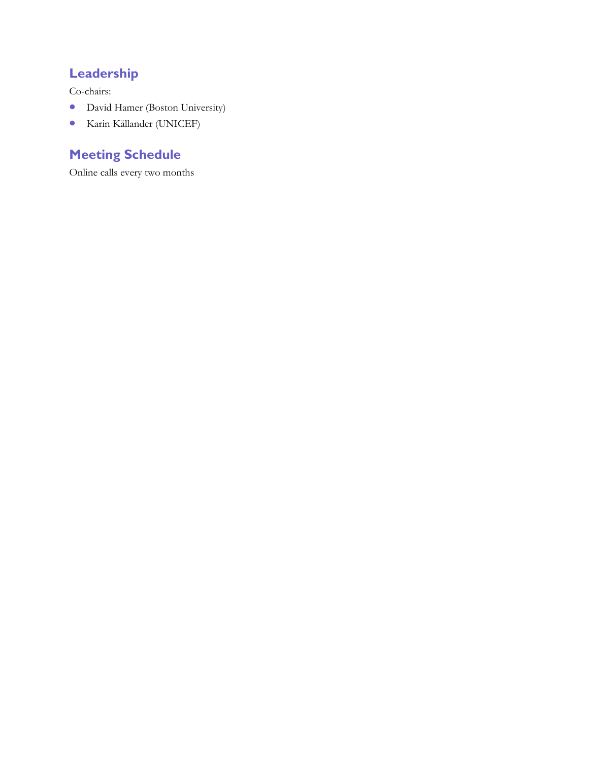## Leadership

Co-chairs:

- David Hamer (Boston University)
- Karin Källander (UNICEF)

## Meeting Schedule

Online calls every two months